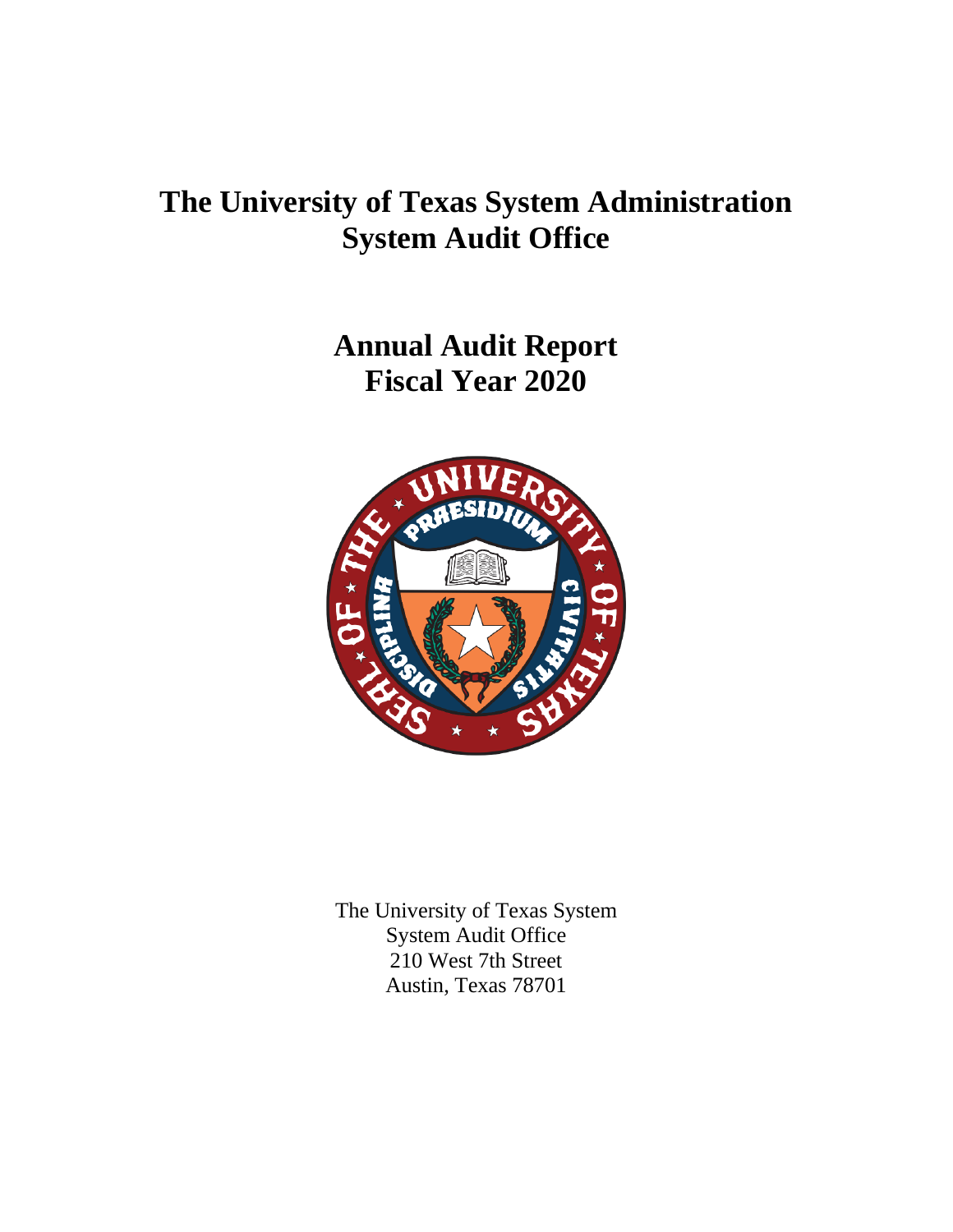# The University of Texas System Administration
# System Audit Office

## Annual Audit Report
## Fiscal Year 2020

The University of Texas System
System Audit Office
210 West 7th Street
Austin, Texas 78701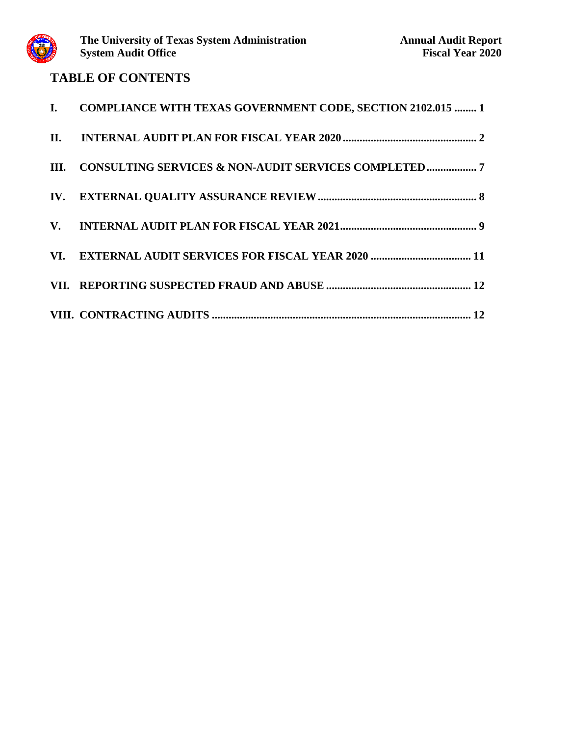## TABLE OF CONTENTS

| | | |
|---|---|---|
| I. | COMPLIANCE WITH TEXAS GOVERNMENT CODE, SECTION 2102.015 | 1 |
| II. | INTERNAL AUDIT PLAN FOR FISCAL YEAR 2020 | 2 |
| III. | CONSULTING SERVICES & NON-AUDIT SERVICES COMPLETED | 7 |
| IV. | EXTERNAL QUALITY ASSURANCE REVIEW | 8 |
| V. | INTERNAL AUDIT PLAN FOR FISCAL YEAR 2021 | 9 |
| VI. | EXTERNAL AUDIT SERVICES FOR FISCAL YEAR 2020 | 11 |
| VII. | REPORTING SUSPECTED FRAUD AND ABUSE | 12 |
| VIII. | CONTRACTING AUDITS | 12 |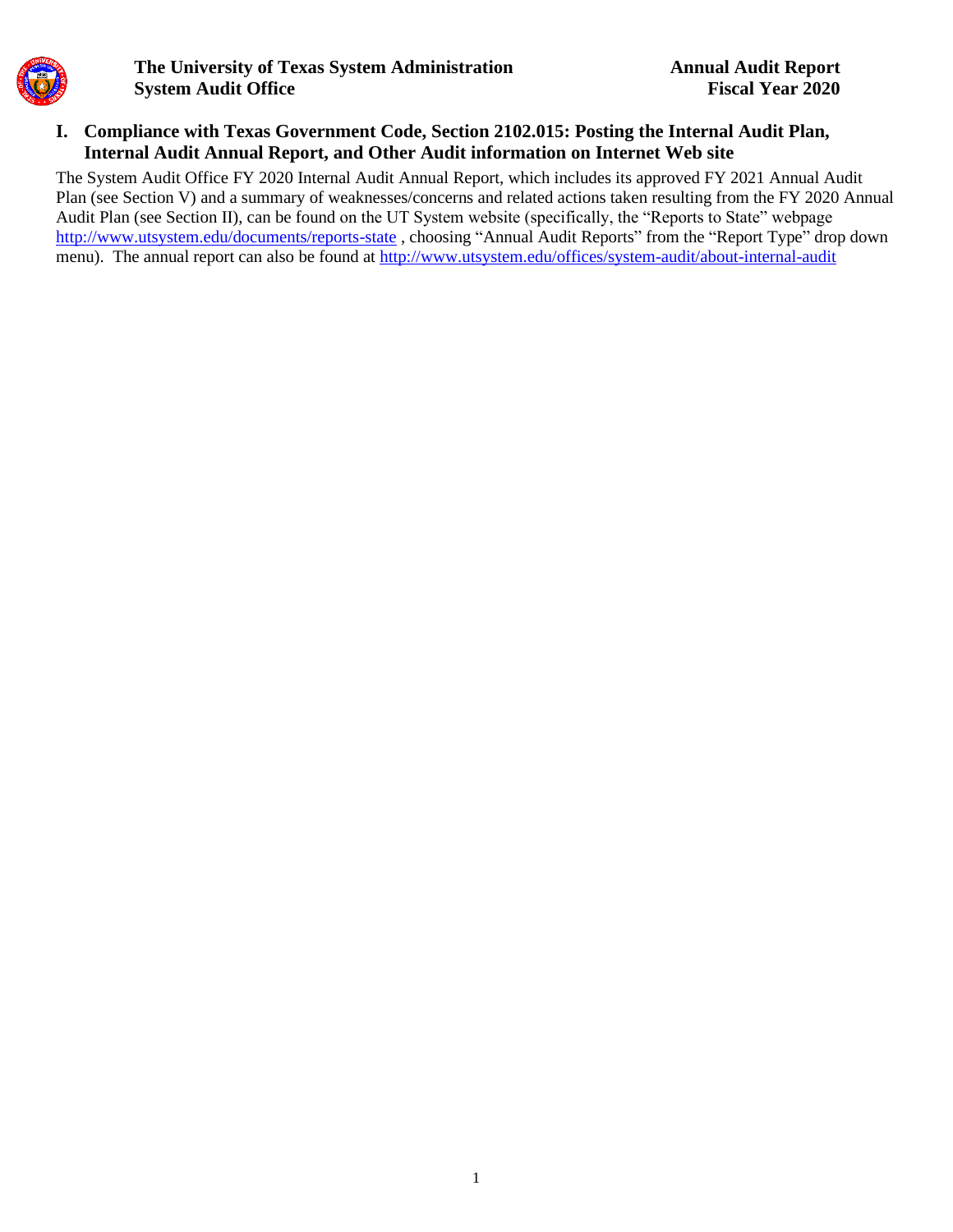## I. Compliance with Texas Government Code, Section 2102.015: Posting the Internal Audit Plan, Internal Audit Annual Report, and Other Audit information on Internet Web site

The System Audit Office FY 2020 Internal Audit Annual Report, which includes its approved FY 2021 Annual Audit Plan (see Section V) and a summary of weaknesses/concerns and related actions taken resulting from the FY 2020 Annual Audit Plan (see Section II), can be found on the UT System website (specifically, the "Reports to State" webpage http://www.utsystem.edu/documents/reports-state , choosing "Annual Audit Reports" from the "Report Type" drop down menu). The annual report can also be found at http://www.utsystem.edu/offices/system-audit/about-internal-audit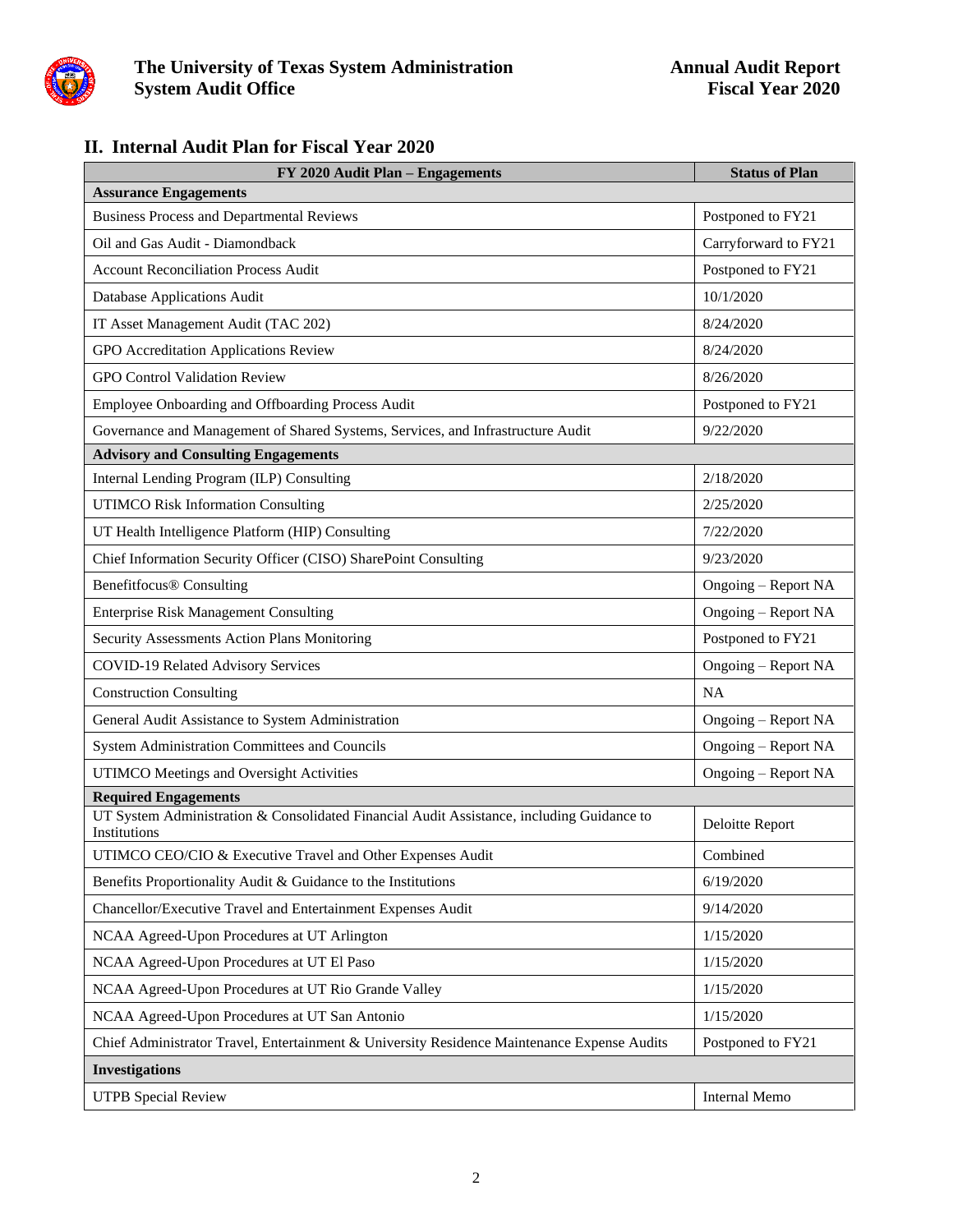## II. Internal Audit Plan for Fiscal Year 2020

| FY 2020 Audit Plan – Engagements | Status of Plan |
|---|---|
| **Assurance Engagements** | |
| Business Process and Departmental Reviews | Postponed to FY21 |
| Oil and Gas Audit - Diamondback | Carryforward to FY21 |
| Account Reconciliation Process Audit | Postponed to FY21 |
| Database Applications Audit | 10/1/2020 |
| IT Asset Management Audit (TAC 202) | 8/24/2020 |
| GPO Accreditation Applications Review | 8/24/2020 |
| GPO Control Validation Review | 8/26/2020 |
| Employee Onboarding and Offboarding Process Audit | Postponed to FY21 |
| Governance and Management of Shared Systems, Services, and Infrastructure Audit | 9/22/2020 |
| **Advisory and Consulting Engagements** | |
| Internal Lending Program (ILP) Consulting | 2/18/2020 |
| UTIMCO Risk Information Consulting | 2/25/2020 |
| UT Health Intelligence Platform (HIP) Consulting | 7/22/2020 |
| Chief Information Security Officer (CISO) SharePoint Consulting | 9/23/2020 |
| Benefitfocus® Consulting | Ongoing – Report NA |
| Enterprise Risk Management Consulting | Ongoing – Report NA |
| Security Assessments Action Plans Monitoring | Postponed to FY21 |
| COVID-19 Related Advisory Services | Ongoing – Report NA |
| Construction Consulting | NA |
| General Audit Assistance to System Administration | Ongoing – Report NA |
| System Administration Committees and Councils | Ongoing – Report NA |
| UTIMCO Meetings and Oversight Activities | Ongoing – Report NA |
| **Required Engagements** | |
| UT System Administration & Consolidated Financial Audit Assistance, including Guidance to Institutions | Deloitte Report |
| UTIMCO CEO/CIO & Executive Travel and Other Expenses Audit | Combined |
| Benefits Proportionality Audit & Guidance to the Institutions | 6/19/2020 |
| Chancellor/Executive Travel and Entertainment Expenses Audit | 9/14/2020 |
| NCAA Agreed-Upon Procedures at UT Arlington | 1/15/2020 |
| NCAA Agreed-Upon Procedures at UT El Paso | 1/15/2020 |
| NCAA Agreed-Upon Procedures at UT Rio Grande Valley | 1/15/2020 |
| NCAA Agreed-Upon Procedures at UT San Antonio | 1/15/2020 |
| Chief Administrator Travel, Entertainment & University Residence Maintenance Expense Audits | Postponed to FY21 |
| **Investigations** | |
| UTPB Special Review | Internal Memo |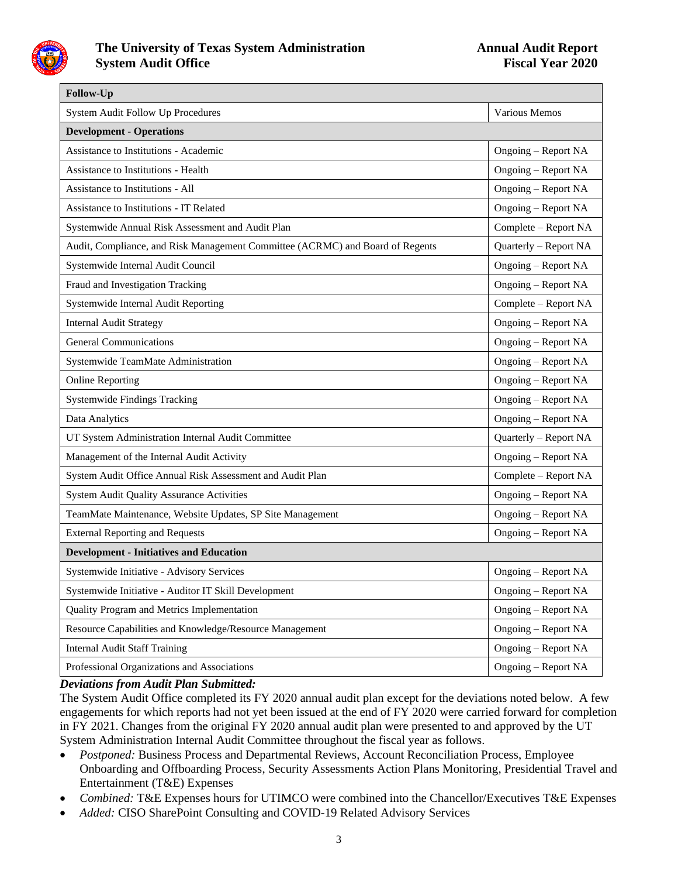| Follow-Up | |
|---|---|
| System Audit Follow Up Procedures | Various Memos |
| **Development - Operations** | |
| Assistance to Institutions - Academic | Ongoing – Report NA |
| Assistance to Institutions - Health | Ongoing – Report NA |
| Assistance to Institutions - All | Ongoing – Report NA |
| Assistance to Institutions - IT Related | Ongoing – Report NA |
| Systemwide Annual Risk Assessment and Audit Plan | Complete – Report NA |
| Audit, Compliance, and Risk Management Committee (ACRMC) and Board of Regents | Quarterly – Report NA |
| Systemwide Internal Audit Council | Ongoing – Report NA |
| Fraud and Investigation Tracking | Ongoing – Report NA |
| Systemwide Internal Audit Reporting | Complete – Report NA |
| Internal Audit Strategy | Ongoing – Report NA |
| General Communications | Ongoing – Report NA |
| Systemwide TeamMate Administration | Ongoing – Report NA |
| Online Reporting | Ongoing – Report NA |
| Systemwide Findings Tracking | Ongoing – Report NA |
| Data Analytics | Ongoing – Report NA |
| UT System Administration Internal Audit Committee | Quarterly – Report NA |
| Management of the Internal Audit Activity | Ongoing – Report NA |
| System Audit Office Annual Risk Assessment and Audit Plan | Complete – Report NA |
| System Audit Quality Assurance Activities | Ongoing – Report NA |
| TeamMate Maintenance, Website Updates, SP Site Management | Ongoing – Report NA |
| External Reporting and Requests | Ongoing – Report NA |
| **Development - Initiatives and Education** | |
| Systemwide Initiative - Advisory Services | Ongoing – Report NA |
| Systemwide Initiative - Auditor IT Skill Development | Ongoing – Report NA |
| Quality Program and Metrics Implementation | Ongoing – Report NA |
| Resource Capabilities and Knowledge/Resource Management | Ongoing – Report NA |
| Internal Audit Staff Training | Ongoing – Report NA |
| Professional Organizations and Associations | Ongoing – Report NA |

***Deviations from Audit Plan Submitted:***

The System Audit Office completed its FY 2020 annual audit plan except for the deviations noted below. A few engagements for which reports had not yet been issued at the end of FY 2020 were carried forward for completion in FY 2021. Changes from the original FY 2020 annual audit plan were presented to and approved by the UT System Administration Internal Audit Committee throughout the fiscal year as follows.

- *Postponed:* Business Process and Departmental Reviews, Account Reconciliation Process, Employee Onboarding and Offboarding Process, Security Assessments Action Plans Monitoring, Presidential Travel and Entertainment (T&E) Expenses
- *Combined:* T&E Expenses hours for UTIMCO were combined into the Chancellor/Executives T&E Expenses
- *Added:* CISO SharePoint Consulting and COVID-19 Related Advisory Services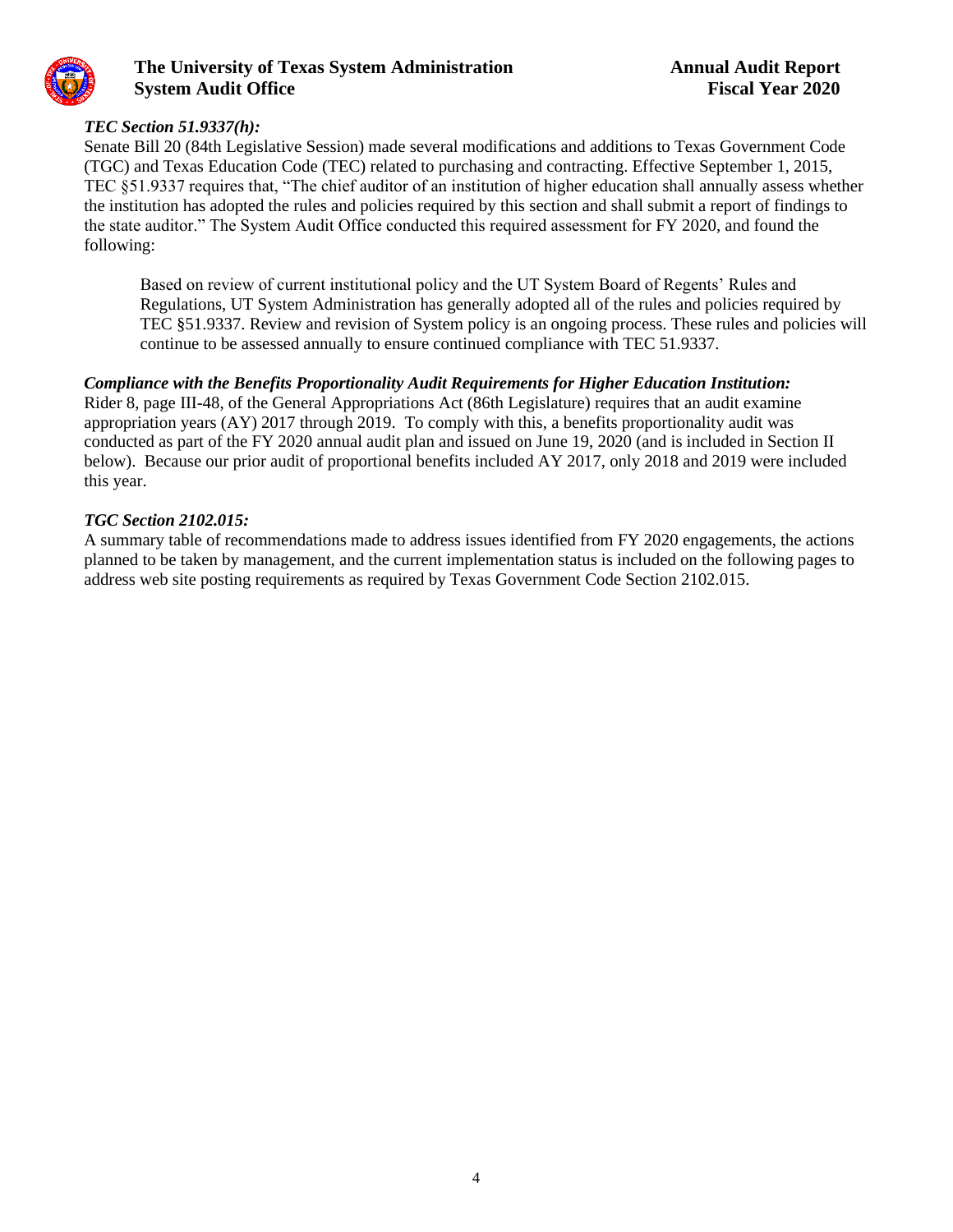***TEC Section 51.9337(h):***

Senate Bill 20 (84th Legislative Session) made several modifications and additions to Texas Government Code (TGC) and Texas Education Code (TEC) related to purchasing and contracting. Effective September 1, 2015, TEC §51.9337 requires that, "The chief auditor of an institution of higher education shall annually assess whether the institution has adopted the rules and policies required by this section and shall submit a report of findings to the state auditor." The System Audit Office conducted this required assessment for FY 2020, and found the following:

> Based on review of current institutional policy and the UT System Board of Regents' Rules and Regulations, UT System Administration has generally adopted all of the rules and policies required by TEC §51.9337. Review and revision of System policy is an ongoing process. These rules and policies will continue to be assessed annually to ensure continued compliance with TEC 51.9337.

***Compliance with the Benefits Proportionality Audit Requirements for Higher Education Institution:***

Rider 8, page III-48, of the General Appropriations Act (86th Legislature) requires that an audit examine appropriation years (AY) 2017 through 2019. To comply with this, a benefits proportionality audit was conducted as part of the FY 2020 annual audit plan and issued on June 19, 2020 (and is included in Section II below). Because our prior audit of proportional benefits included AY 2017, only 2018 and 2019 were included this year.

***TGC Section 2102.015:***

A summary table of recommendations made to address issues identified from FY 2020 engagements, the actions planned to be taken by management, and the current implementation status is included on the following pages to address web site posting requirements as required by Texas Government Code Section 2102.015.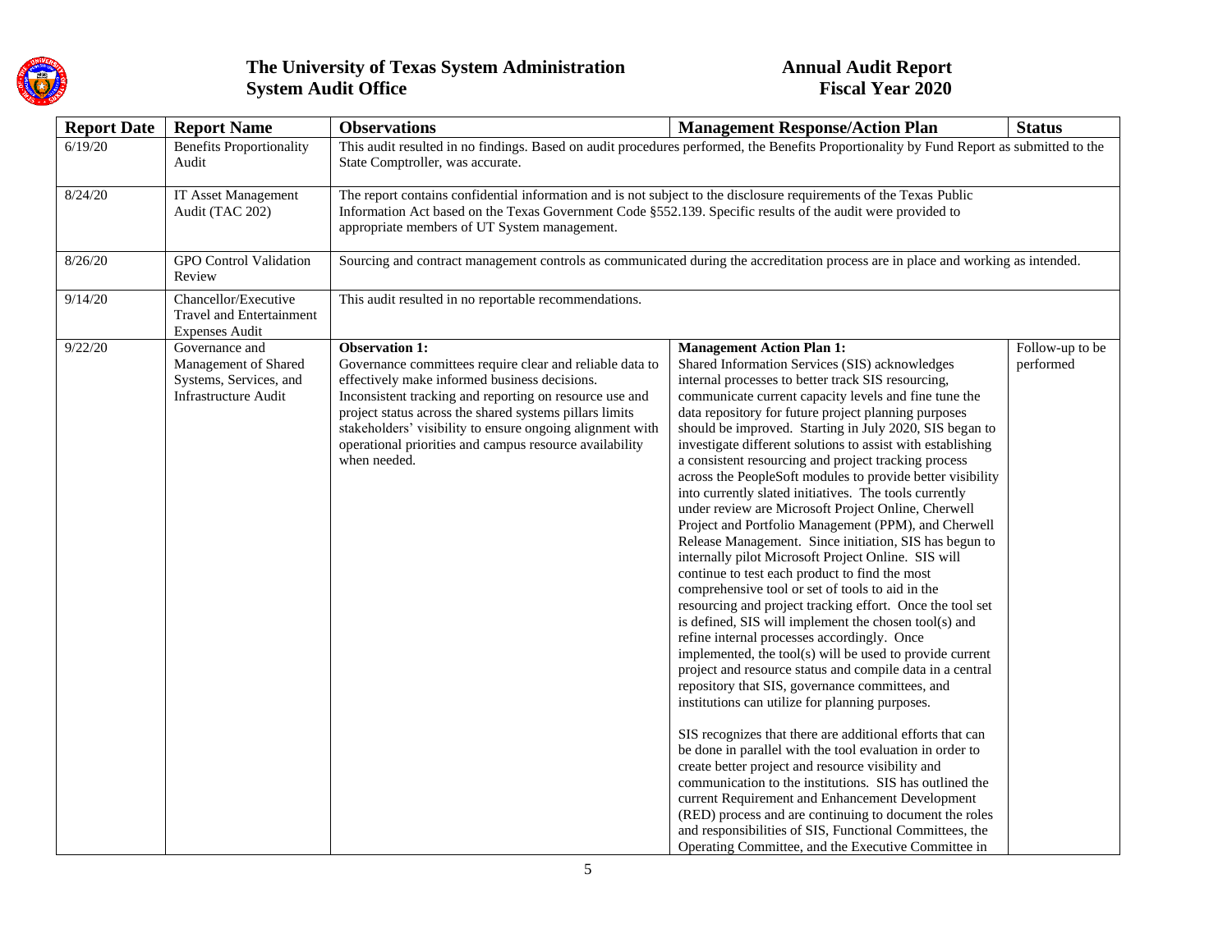# The University of Texas System Administration System Audit Office

# Annual Audit Report Fiscal Year 2020

| Report Date | Report Name | Observations | Management Response/Action Plan | Status |
|---|---|---|---|---|
| 6/19/20 | Benefits Proportionality Audit | This audit resulted in no findings. Based on audit procedures performed, the Benefits Proportionality by Fund Report as submitted to the State Comptroller, was accurate. | | |
| 8/24/20 | IT Asset Management Audit (TAC 202) | The report contains confidential information and is not subject to the disclosure requirements of the Texas Public Information Act based on the Texas Government Code §552.139. Specific results of the audit were provided to appropriate members of UT System management. | | |
| 8/26/20 | GPO Control Validation Review | Sourcing and contract management controls as communicated during the accreditation process are in place and working as intended. | | |
| 9/14/20 | Chancellor/Executive Travel and Entertainment Expenses Audit | This audit resulted in no reportable recommendations. | | |
| 9/22/20 | Governance and Management of Shared Systems, Services, and Infrastructure Audit | **Observation 1:**<br>Governance committees require clear and reliable data to effectively make informed business decisions. Inconsistent tracking and reporting on resource use and project status across the shared systems pillars limits stakeholders' visibility to ensure ongoing alignment with operational priorities and campus resource availability when needed. | **Management Action Plan 1:**<br>Shared Information Services (SIS) acknowledges internal processes to better track SIS resourcing, communicate current capacity levels and fine tune the data repository for future project planning purposes should be improved. Starting in July 2020, SIS began to investigate different solutions to assist with establishing a consistent resourcing and project tracking process across the PeopleSoft modules to provide better visibility into currently slated initiatives. The tools currently under review are Microsoft Project Online, Cherwell Project and Portfolio Management (PPM), and Cherwell Release Management. Since initiation, SIS has begun to internally pilot Microsoft Project Online. SIS will continue to test each product to find the most comprehensive tool or set of tools to aid in the resourcing and project tracking effort. Once the tool set is defined, SIS will implement the chosen tool(s) and refine internal processes accordingly. Once implemented, the tool(s) will be used to provide current project and resource status and compile data in a central repository that SIS, governance committees, and institutions can utilize for planning purposes.<br><br>SIS recognizes that there are additional efforts that can be done in parallel with the tool evaluation in order to create better project and resource visibility and communication to the institutions. SIS has outlined the current Requirement and Enhancement Development (RED) process and are continuing to document the roles and responsibilities of SIS, Functional Committees, the Operating Committee, and the Executive Committee in | Follow-up to be performed |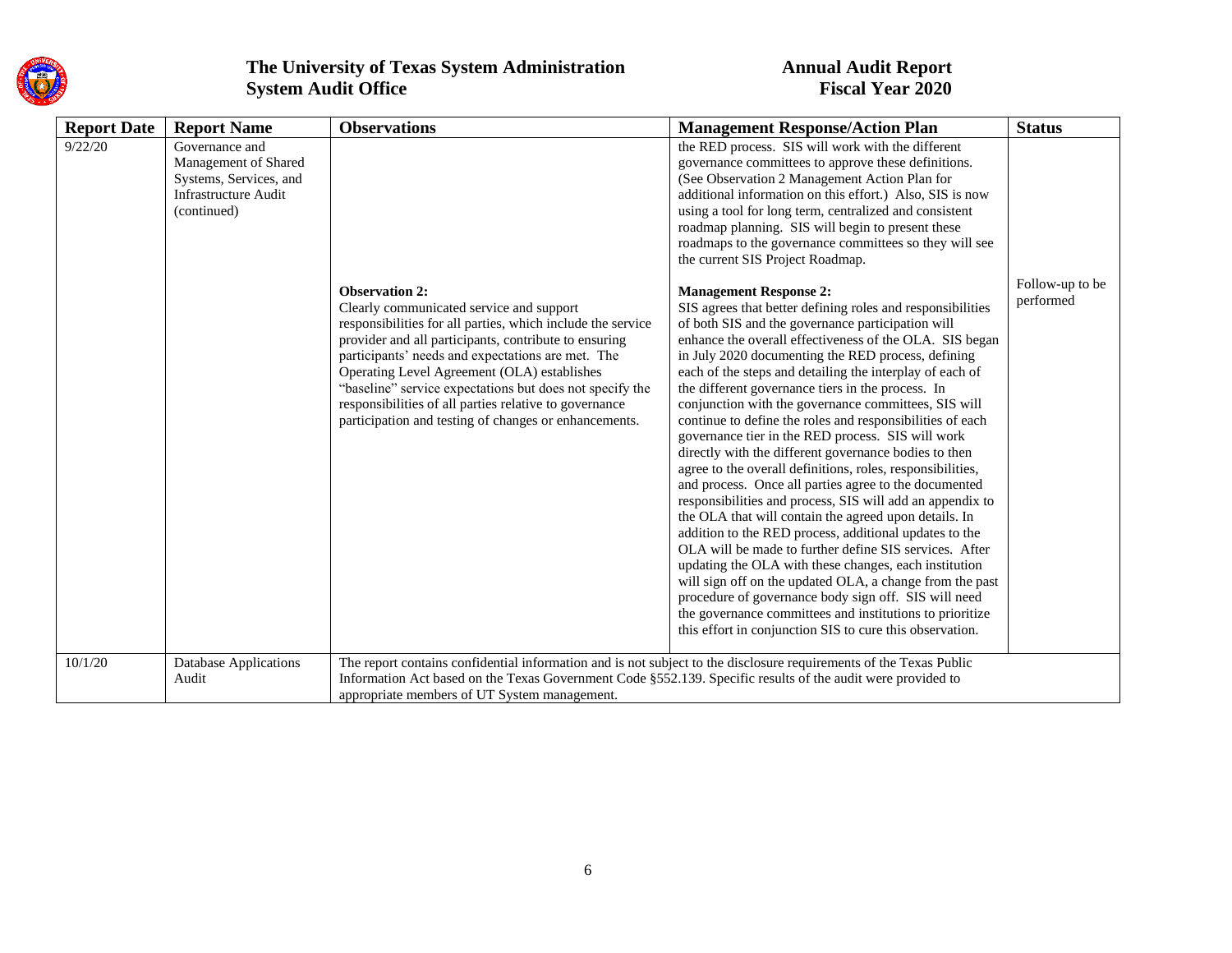| Report Date | Report Name | Observations | Management Response/Action Plan | Status |
|---|---|---|---|---|
| 9/22/20 | Governance and Management of Shared Systems, Services, and Infrastructure Audit (continued) | | the RED process. SIS will work with the different governance committees to approve these definitions. (See Observation 2 Management Action Plan for additional information on this effort.) Also, SIS is now using a tool for long term, centralized and consistent roadmap planning. SIS will begin to present these roadmaps to the governance committees so they will see the current SIS Project Roadmap. | |
| | | **Observation 2:** Clearly communicated service and support responsibilities for all parties, which include the service provider and all participants, contribute to ensuring participants' needs and expectations are met. The Operating Level Agreement (OLA) establishes "baseline" service expectations but does not specify the responsibilities of all parties relative to governance participation and testing of changes or enhancements. | **Management Response 2:** SIS agrees that better defining roles and responsibilities of both SIS and the governance participation will enhance the overall effectiveness of the OLA. SIS began in July 2020 documenting the RED process, defining each of the steps and detailing the interplay of each of the different governance tiers in the process. In conjunction with the governance committees, SIS will continue to define the roles and responsibilities of each governance tier in the RED process. SIS will work directly with the different governance bodies to then agree to the overall definitions, roles, responsibilities, and process. Once all parties agree to the documented responsibilities and process, SIS will add an appendix to the OLA that will contain the agreed upon details. In addition to the RED process, additional updates to the OLA will be made to further define SIS services. After updating the OLA with these changes, each institution will sign off on the updated OLA, a change from the past procedure of governance body sign off. SIS will need the governance committees and institutions to prioritize this effort in conjunction SIS to cure this observation. | Follow-up to be performed |
| 10/1/20 | Database Applications Audit | The report contains confidential information and is not subject to the disclosure requirements of the Texas Public Information Act based on the Texas Government Code §552.139. Specific results of the audit were provided to appropriate members of UT System management. | | |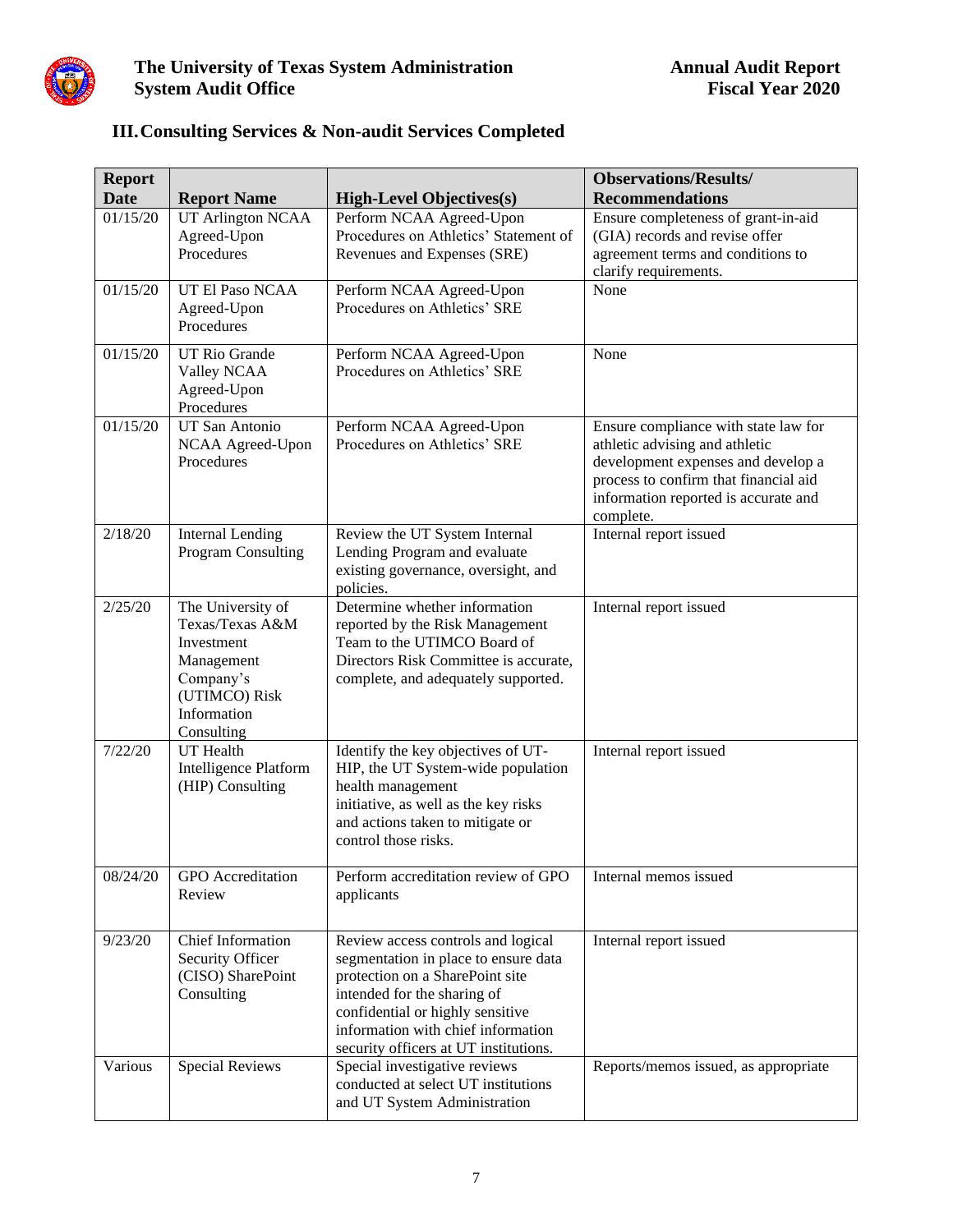## III. Consulting Services & Non-audit Services Completed

| Report Date | Report Name | High-Level Objectives(s) | Observations/Results/ Recommendations |
|---|---|---|---|
| 01/15/20 | UT Arlington NCAA Agreed-Upon Procedures | Perform NCAA Agreed-Upon Procedures on Athletics' Statement of Revenues and Expenses (SRE) | Ensure completeness of grant-in-aid (GIA) records and revise offer agreement terms and conditions to clarify requirements. |
| 01/15/20 | UT El Paso NCAA Agreed-Upon Procedures | Perform NCAA Agreed-Upon Procedures on Athletics' SRE | None |
| 01/15/20 | UT Rio Grande Valley NCAA Agreed-Upon Procedures | Perform NCAA Agreed-Upon Procedures on Athletics' SRE | None |
| 01/15/20 | UT San Antonio NCAA Agreed-Upon Procedures | Perform NCAA Agreed-Upon Procedures on Athletics' SRE | Ensure compliance with state law for athletic advising and athletic development expenses and develop a process to confirm that financial aid information reported is accurate and complete. |
| 2/18/20 | Internal Lending Program Consulting | Review the UT System Internal Lending Program and evaluate existing governance, oversight, and policies. | Internal report issued |
| 2/25/20 | The University of Texas/Texas A&M Investment Management Company's (UTIMCO) Risk Information Consulting | Determine whether information reported by the Risk Management Team to the UTIMCO Board of Directors Risk Committee is accurate, complete, and adequately supported. | Internal report issued |
| 7/22/20 | UT Health Intelligence Platform (HIP) Consulting | Identify the key objectives of UT-HIP, the UT System-wide population health management initiative, as well as the key risks and actions taken to mitigate or control those risks. | Internal report issued |
| 08/24/20 | GPO Accreditation Review | Perform accreditation review of GPO applicants | Internal memos issued |
| 9/23/20 | Chief Information Security Officer (CISO) SharePoint Consulting | Review access controls and logical segmentation in place to ensure data protection on a SharePoint site intended for the sharing of confidential or highly sensitive information with chief information security officers at UT institutions. | Internal report issued |
| Various | Special Reviews | Special investigative reviews conducted at select UT institutions and UT System Administration | Reports/memos issued, as appropriate |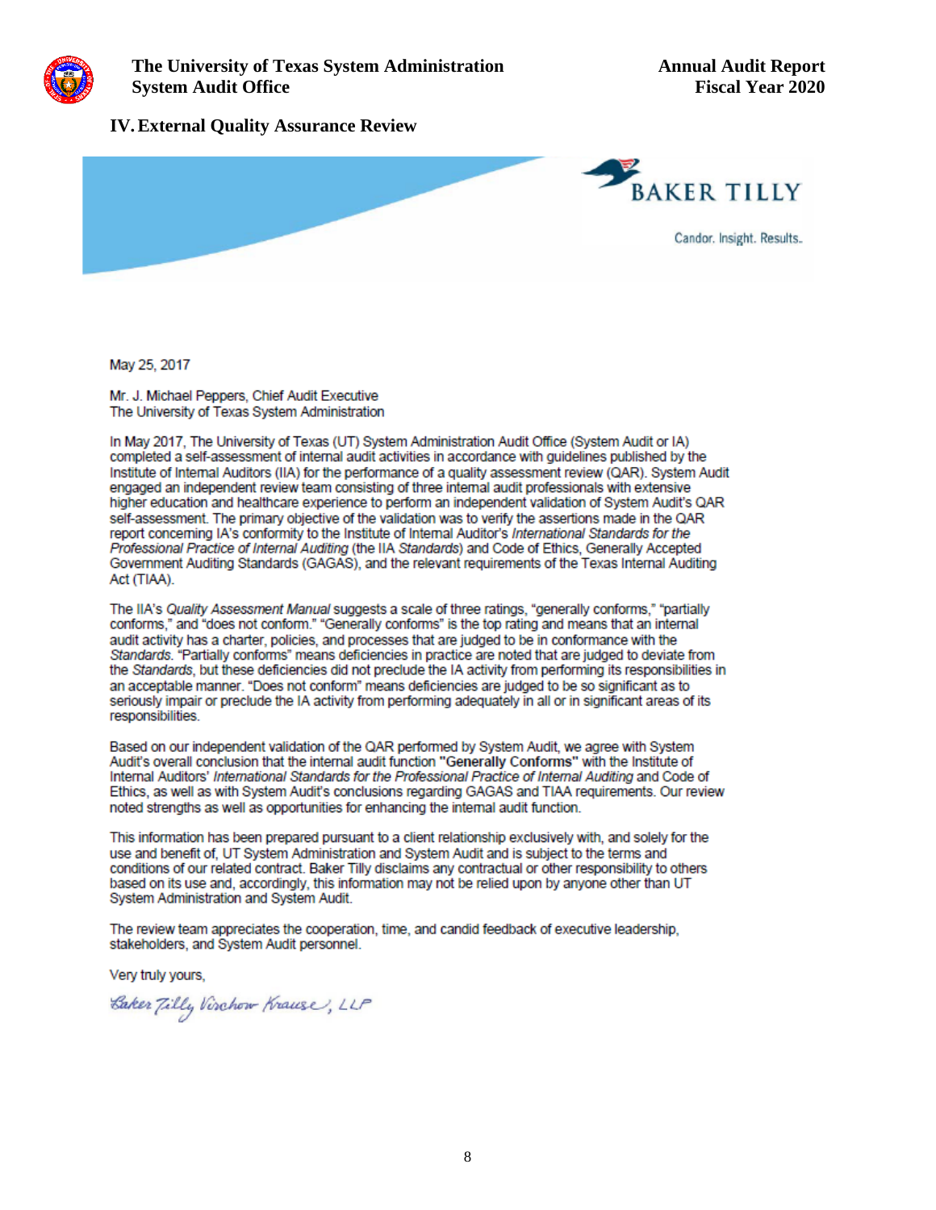## IV. External Quality Assurance Review

BAKER TILLY

Candor. Insight. Results.

May 25, 2017

Mr. J. Michael Peppers, Chief Audit Executive
The University of Texas System Administration

In May 2017, The University of Texas (UT) System Administration Audit Office (System Audit or IA) completed a self-assessment of internal audit activities in accordance with guidelines published by the Institute of Internal Auditors (IIA) for the performance of a quality assessment review (QAR). System Audit engaged an independent review team consisting of three internal audit professionals with extensive higher education and healthcare experience to perform an independent validation of System Audit's QAR self-assessment. The primary objective of the validation was to verify the assertions made in the QAR report concerning IA's conformity to the Institute of Internal Auditor's *International Standards for the Professional Practice of Internal Auditing* (the IIA *Standards*) and Code of Ethics, Generally Accepted Government Auditing Standards (GAGAS), and the relevant requirements of the Texas Internal Auditing Act (TIAA).

The IIA's *Quality Assessment Manual* suggests a scale of three ratings, "generally conforms," "partially conforms," and "does not conform." "Generally conforms" is the top rating and means that an internal audit activity has a charter, policies, and processes that are judged to be in conformance with the *Standards*. "Partially conforms" means deficiencies in practice are noted that are judged to deviate from the *Standards*, but these deficiencies did not preclude the IA activity from performing its responsibilities in an acceptable manner. "Does not conform" means deficiencies are judged to be so significant as to seriously impair or preclude the IA activity from performing adequately in all or in significant areas of its responsibilities.

Based on our independent validation of the QAR performed by System Audit, we agree with System Audit's overall conclusion that the internal audit function **"Generally Conforms"** with the Institute of Internal Auditors' *International Standards for the Professional Practice of Internal Auditing* and Code of Ethics, as well as with System Audit's conclusions regarding GAGAS and TIAA requirements. Our review noted strengths as well as opportunities for enhancing the internal audit function.

This information has been prepared pursuant to a client relationship exclusively with, and solely for the use and benefit of, UT System Administration and System Audit and is subject to the terms and conditions of our related contract. Baker Tilly disclaims any contractual or other responsibility to others based on its use and, accordingly, this information may not be relied upon by anyone other than UT System Administration and System Audit.

The review team appreciates the cooperation, time, and candid feedback of executive leadership, stakeholders, and System Audit personnel.

Very truly yours,

*Baker Tilly Virchow Krause, LLP*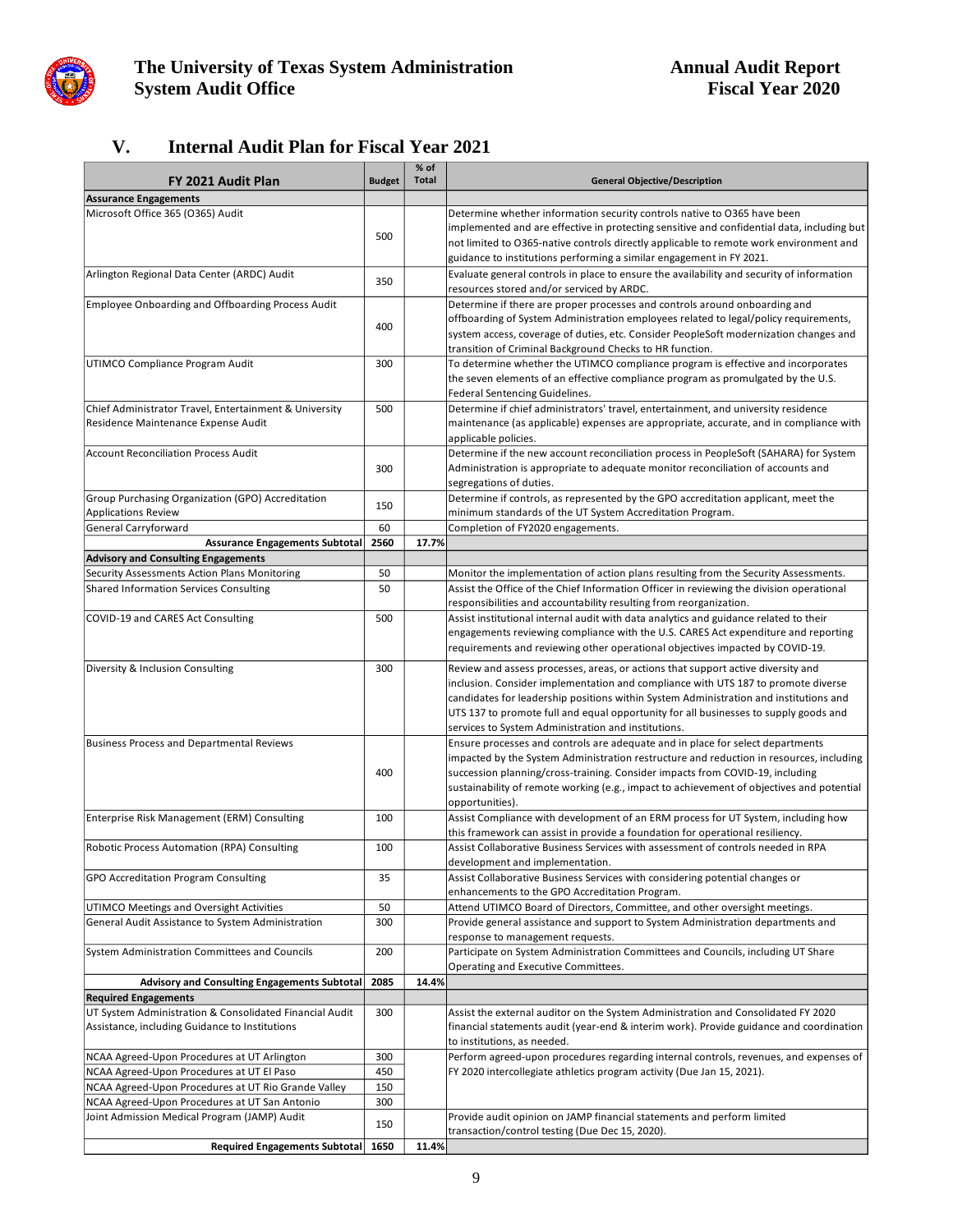## V. Internal Audit Plan for Fiscal Year 2021

| FY 2021 Audit Plan | Budget | % of Total | General Objective/Description |
|---|---|---|---|
| **Assurance Engagements** | | | |
| Microsoft Office 365 (O365) Audit | 500 | | Determine whether information security controls native to O365 have been implemented and are effective in protecting sensitive and confidential data, including but not limited to O365-native controls directly applicable to remote work environment and guidance to institutions performing a similar engagement in FY 2021. |
| Arlington Regional Data Center (ARDC) Audit | 350 | | Evaluate general controls in place to ensure the availability and security of information resources stored and/or serviced by ARDC. |
| Employee Onboarding and Offboarding Process Audit | 400 | | Determine if there are proper processes and controls around onboarding and offboarding of System Administration employees related to legal/policy requirements, system access, coverage of duties, etc. Consider PeopleSoft modernization changes and transition of Criminal Background Checks to HR function. |
| UTIMCO Compliance Program Audit | 300 | | To determine whether the UTIMCO compliance program is effective and incorporates the seven elements of an effective compliance program as promulgated by the U.S. Federal Sentencing Guidelines. |
| Chief Administrator Travel, Entertainment & University Residence Maintenance Expense Audit | 500 | | Determine if chief administrators' travel, entertainment, and university residence maintenance (as applicable) expenses are appropriate, accurate, and in compliance with applicable policies. |
| Account Reconciliation Process Audit | 300 | | Determine if the new account reconciliation process in PeopleSoft (SAHARA) for System Administration is appropriate to adequate monitor reconciliation of accounts and segregations of duties. |
| Group Purchasing Organization (GPO) Accreditation Applications Review | 150 | | Determine if controls, as represented by the GPO accreditation applicant, meet the minimum standards of the UT System Accreditation Program. |
| General Carryforward | 60 | | Completion of FY2020 engagements. |
| **Assurance Engagements Subtotal** | **2560** | **17.7%** | |
| **Advisory and Consulting Engagements** | | | |
| Security Assessments Action Plans Monitoring | 50 | | Monitor the implementation of action plans resulting from the Security Assessments. |
| Shared Information Services Consulting | 50 | | Assist the Office of the Chief Information Officer in reviewing the division operational responsibilities and accountability resulting from reorganization. |
| COVID-19 and CARES Act Consulting | 500 | | Assist institutional internal audit with data analytics and guidance related to their engagements reviewing compliance with the U.S. CARES Act expenditure and reporting requirements and reviewing other operational objectives impacted by COVID-19. |
| Diversity & Inclusion Consulting | 300 | | Review and assess processes, areas, or actions that support active diversity and inclusion. Consider implementation and compliance with UTS 187 to promote diverse candidates for leadership positions within System Administration and institutions and UTS 137 to promote full and equal opportunity for all businesses to supply goods and services to System Administration and institutions. |
| Business Process and Departmental Reviews | 400 | | Ensure processes and controls are adequate and in place for select departments impacted by the System Administration restructure and reduction in resources, including succession planning/cross-training. Consider impacts from COVID-19, including sustainability of remote working (e.g., impact to achievement of objectives and potential opportunities). |
| Enterprise Risk Management (ERM) Consulting | 100 | | Assist Compliance with development of an ERM process for UT System, including how this framework can assist in provide a foundation for operational resiliency. |
| Robotic Process Automation (RPA) Consulting | 100 | | Assist Collaborative Business Services with assessment of controls needed in RPA development and implementation. |
| GPO Accreditation Program Consulting | 35 | | Assist Collaborative Business Services with considering potential changes or enhancements to the GPO Accreditation Program. |
| UTIMCO Meetings and Oversight Activities | 50 | | Attend UTIMCO Board of Directors, Committee, and other oversight meetings. |
| General Audit Assistance to System Administration | 300 | | Provide general assistance and support to System Administration departments and response to management requests. |
| System Administration Committees and Councils | 200 | | Participate on System Administration Committees and Councils, including UT Share Operating and Executive Committees. |
| **Advisory and Consulting Engagements Subtotal** | **2085** | **14.4%** | |
| **Required Engagements** | | | |
| UT System Administration & Consolidated Financial Audit Assistance, including Guidance to Institutions | 300 | | Assist the external auditor on the System Administration and Consolidated FY 2020 financial statements audit (year-end & interim work). Provide guidance and coordination to institutions, as needed. |
| NCAA Agreed-Upon Procedures at UT Arlington | 300 | | Perform agreed-upon procedures regarding internal controls, revenues, and expenses of FY 2020 intercollegiate athletics program activity (Due Jan 15, 2021). |
| NCAA Agreed-Upon Procedures at UT El Paso | 450 | | |
| NCAA Agreed-Upon Procedures at UT Rio Grande Valley | 150 | | |
| NCAA Agreed-Upon Procedures at UT San Antonio | 300 | | |
| Joint Admission Medical Program (JAMP) Audit | 150 | | Provide audit opinion on JAMP financial statements and perform limited transaction/control testing (Due Dec 15, 2020). |
| **Required Engagements Subtotal** | **1650** | **11.4%** | |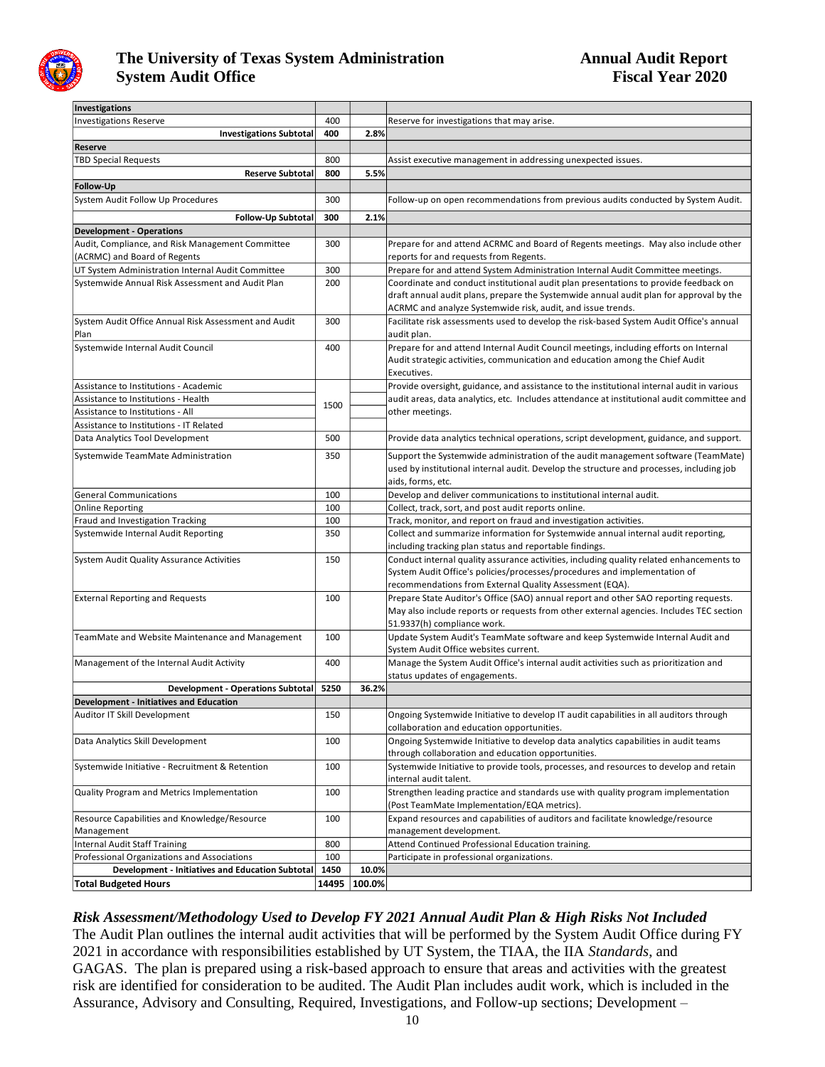| Investigations | | | |
|---|---|---|---|
| Investigations Reserve | 400 | | Reserve for investigations that may arise. |
| **Investigations Subtotal** | **400** | **2.8%** | |
| **Reserve** | | | |
| TBD Special Requests | 800 | | Assist executive management in addressing unexpected issues. |
| **Reserve Subtotal** | **800** | **5.5%** | |
| **Follow-Up** | | | |
| System Audit Follow Up Procedures | 300 | | Follow-up on open recommendations from previous audits conducted by System Audit. |
| **Follow-Up Subtotal** | **300** | **2.1%** | |
| **Development - Operations** | | | |
| Audit, Compliance, and Risk Management Committee (ACRMC) and Board of Regents | 300 | | Prepare for and attend ACRMC and Board of Regents meetings. May also include other reports for and requests from Regents. |
| UT System Administration Internal Audit Committee | 300 | | Prepare for and attend System Administration Internal Audit Committee meetings. |
| Systemwide Annual Risk Assessment and Audit Plan | 200 | | Coordinate and conduct institutional audit plan presentations to provide feedback on draft annual audit plans, prepare the Systemwide annual audit plan for approval by the ACRMC and analyze Systemwide risk, audit, and issue trends. |
| System Audit Office Annual Risk Assessment and Audit Plan | 300 | | Facilitate risk assessments used to develop the risk-based System Audit Office's annual audit plan. |
| Systemwide Internal Audit Council | 400 | | Prepare for and attend Internal Audit Council meetings, including efforts on Internal Audit strategic activities, communication and education among the Chief Audit Executives. |
| Assistance to Institutions - Academic | 1500 | | Provide oversight, guidance, and assistance to the institutional internal audit in various audit areas, data analytics, etc. Includes attendance at institutional audit committee and other meetings. |
| Assistance to Institutions - Health | | | |
| Assistance to Institutions - All | | | |
| Assistance to Institutions - IT Related | | | |
| Data Analytics Tool Development | 500 | | Provide data analytics technical operations, script development, guidance, and support. |
| Systemwide TeamMate Administration | 350 | | Support the Systemwide administration of the audit management software (TeamMate) used by institutional internal audit. Develop the structure and processes, including job aids, forms, etc. |
| General Communications | 100 | | Develop and deliver communications to institutional internal audit. |
| Online Reporting | 100 | | Collect, track, sort, and post audit reports online. |
| Fraud and Investigation Tracking | 100 | | Track, monitor, and report on fraud and investigation activities. |
| Systemwide Internal Audit Reporting | 350 | | Collect and summarize information for Systemwide annual internal audit reporting, including tracking plan status and reportable findings. |
| System Audit Quality Assurance Activities | 150 | | Conduct internal quality assurance activities, including quality related enhancements to System Audit Office's policies/processes/procedures and implementation of recommendations from External Quality Assessment (EQA). |
| External Reporting and Requests | 100 | | Prepare State Auditor's Office (SAO) annual report and other SAO reporting requests. May also include reports or requests from other external agencies. Includes TEC section 51.9337(h) compliance work. |
| TeamMate and Website Maintenance and Management | 100 | | Update System Audit's TeamMate software and keep Systemwide Internal Audit and System Audit Office websites current. |
| Management of the Internal Audit Activity | 400 | | Manage the System Audit Office's internal audit activities such as prioritization and status updates of engagements. |
| **Development - Operations Subtotal** | **5250** | **36.2%** | |
| **Development - Initiatives and Education** | | | |
| Auditor IT Skill Development | 150 | | Ongoing Systemwide Initiative to develop IT audit capabilities in all auditors through collaboration and education opportunities. |
| Data Analytics Skill Development | 100 | | Ongoing Systemwide Initiative to develop data analytics capabilities in audit teams through collaboration and education opportunities. |
| Systemwide Initiative - Recruitment & Retention | 100 | | Systemwide Initiative to provide tools, processes, and resources to develop and retain internal audit talent. |
| Quality Program and Metrics Implementation | 100 | | Strengthen leading practice and standards use with quality program implementation (Post TeamMate Implementation/EQA metrics). |
| Resource Capabilities and Knowledge/Resource Management | 100 | | Expand resources and capabilities of auditors and facilitate knowledge/resource management development. |
| Internal Audit Staff Training | 800 | | Attend Continued Professional Education training. |
| Professional Organizations and Associations | 100 | | Participate in professional organizations. |
| **Development - Initiatives and Education Subtotal** | **1450** | **10.0%** | |
| **Total Budgeted Hours** | **14495** | **100.0%** | |

### *Risk Assessment/Methodology Used to Develop FY 2021 Annual Audit Plan & High Risks Not Included*

The Audit Plan outlines the internal audit activities that will be performed by the System Audit Office during FY 2021 in accordance with responsibilities established by UT System, the TIAA, the IIA *Standards*, and GAGAS. The plan is prepared using a risk-based approach to ensure that areas and activities with the greatest risk are identified for consideration to be audited. The Audit Plan includes audit work, which is included in the Assurance, Advisory and Consulting, Required, Investigations, and Follow-up sections; Development –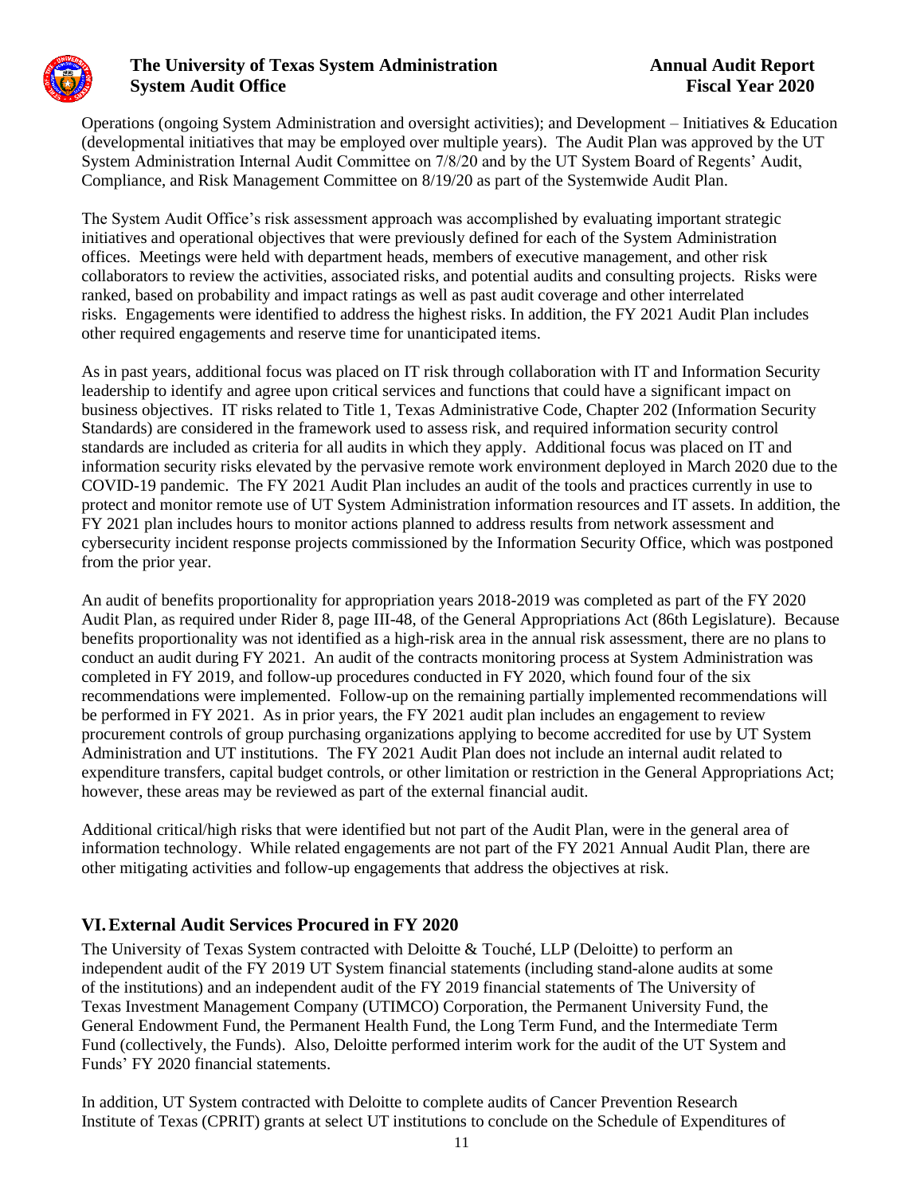Operations (ongoing System Administration and oversight activities); and Development – Initiatives & Education (developmental initiatives that may be employed over multiple years). The Audit Plan was approved by the UT System Administration Internal Audit Committee on 7/8/20 and by the UT System Board of Regents' Audit, Compliance, and Risk Management Committee on 8/19/20 as part of the Systemwide Audit Plan.

The System Audit Office's risk assessment approach was accomplished by evaluating important strategic initiatives and operational objectives that were previously defined for each of the System Administration offices. Meetings were held with department heads, members of executive management, and other risk collaborators to review the activities, associated risks, and potential audits and consulting projects. Risks were ranked, based on probability and impact ratings as well as past audit coverage and other interrelated risks. Engagements were identified to address the highest risks. In addition, the FY 2021 Audit Plan includes other required engagements and reserve time for unanticipated items.

As in past years, additional focus was placed on IT risk through collaboration with IT and Information Security leadership to identify and agree upon critical services and functions that could have a significant impact on business objectives. IT risks related to Title 1, Texas Administrative Code, Chapter 202 (Information Security Standards) are considered in the framework used to assess risk, and required information security control standards are included as criteria for all audits in which they apply. Additional focus was placed on IT and information security risks elevated by the pervasive remote work environment deployed in March 2020 due to the COVID-19 pandemic. The FY 2021 Audit Plan includes an audit of the tools and practices currently in use to protect and monitor remote use of UT System Administration information resources and IT assets. In addition, the FY 2021 plan includes hours to monitor actions planned to address results from network assessment and cybersecurity incident response projects commissioned by the Information Security Office, which was postponed from the prior year.

An audit of benefits proportionality for appropriation years 2018-2019 was completed as part of the FY 2020 Audit Plan, as required under Rider 8, page III-48, of the General Appropriations Act (86th Legislature). Because benefits proportionality was not identified as a high-risk area in the annual risk assessment, there are no plans to conduct an audit during FY 2021. An audit of the contracts monitoring process at System Administration was completed in FY 2019, and follow-up procedures conducted in FY 2020, which found four of the six recommendations were implemented. Follow-up on the remaining partially implemented recommendations will be performed in FY 2021. As in prior years, the FY 2021 audit plan includes an engagement to review procurement controls of group purchasing organizations applying to become accredited for use by UT System Administration and UT institutions. The FY 2021 Audit Plan does not include an internal audit related to expenditure transfers, capital budget controls, or other limitation or restriction in the General Appropriations Act; however, these areas may be reviewed as part of the external financial audit.

Additional critical/high risks that were identified but not part of the Audit Plan, were in the general area of information technology. While related engagements are not part of the FY 2021 Annual Audit Plan, there are other mitigating activities and follow-up engagements that address the objectives at risk.

## VI. External Audit Services Procured in FY 2020

The University of Texas System contracted with Deloitte & Touché, LLP (Deloitte) to perform an independent audit of the FY 2019 UT System financial statements (including stand-alone audits at some of the institutions) and an independent audit of the FY 2019 financial statements of The University of Texas Investment Management Company (UTIMCO) Corporation, the Permanent University Fund, the General Endowment Fund, the Permanent Health Fund, the Long Term Fund, and the Intermediate Term Fund (collectively, the Funds). Also, Deloitte performed interim work for the audit of the UT System and Funds' FY 2020 financial statements.

In addition, UT System contracted with Deloitte to complete audits of Cancer Prevention Research Institute of Texas (CPRIT) grants at select UT institutions to conclude on the Schedule of Expenditures of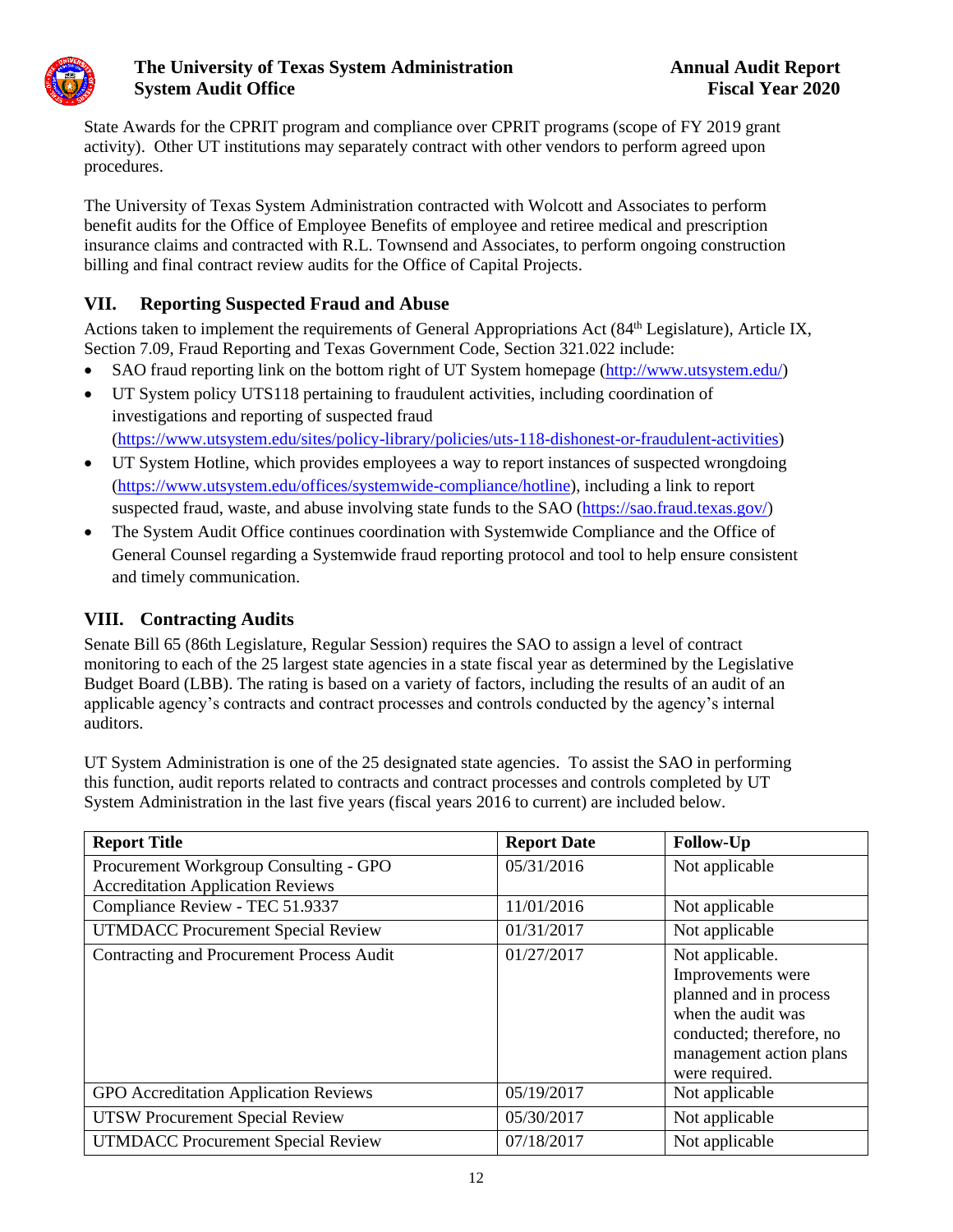State Awards for the CPRIT program and compliance over CPRIT programs (scope of FY 2019 grant activity). Other UT institutions may separately contract with other vendors to perform agreed upon procedures.

The University of Texas System Administration contracted with Wolcott and Associates to perform benefit audits for the Office of Employee Benefits of employee and retiree medical and prescription insurance claims and contracted with R.L. Townsend and Associates, to perform ongoing construction billing and final contract review audits for the Office of Capital Projects.

## VII. Reporting Suspected Fraud and Abuse

Actions taken to implement the requirements of General Appropriations Act (84th Legislature), Article IX, Section 7.09, Fraud Reporting and Texas Government Code, Section 321.022 include:

- SAO fraud reporting link on the bottom right of UT System homepage (http://www.utsystem.edu/)
- UT System policy UTS118 pertaining to fraudulent activities, including coordination of investigations and reporting of suspected fraud (https://www.utsystem.edu/sites/policy-library/policies/uts-118-dishonest-or-fraudulent-activities)
- UT System Hotline, which provides employees a way to report instances of suspected wrongdoing (https://www.utsystem.edu/offices/systemwide-compliance/hotline), including a link to report suspected fraud, waste, and abuse involving state funds to the SAO (https://sao.fraud.texas.gov/)
- The System Audit Office continues coordination with Systemwide Compliance and the Office of General Counsel regarding a Systemwide fraud reporting protocol and tool to help ensure consistent and timely communication.

## VIII. Contracting Audits

Senate Bill 65 (86th Legislature, Regular Session) requires the SAO to assign a level of contract monitoring to each of the 25 largest state agencies in a state fiscal year as determined by the Legislative Budget Board (LBB). The rating is based on a variety of factors, including the results of an audit of an applicable agency's contracts and contract processes and controls conducted by the agency's internal auditors.

UT System Administration is one of the 25 designated state agencies. To assist the SAO in performing this function, audit reports related to contracts and contract processes and controls completed by UT System Administration in the last five years (fiscal years 2016 to current) are included below.

| Report Title | Report Date | Follow-Up |
|---|---|---|
| Procurement Workgroup Consulting - GPO Accreditation Application Reviews | 05/31/2016 | Not applicable |
| Compliance Review - TEC 51.9337 | 11/01/2016 | Not applicable |
| UTMDACC Procurement Special Review | 01/31/2017 | Not applicable |
| Contracting and Procurement Process Audit | 01/27/2017 | Not applicable. Improvements were planned and in process when the audit was conducted; therefore, no management action plans were required. |
| GPO Accreditation Application Reviews | 05/19/2017 | Not applicable |
| UTSW Procurement Special Review | 05/30/2017 | Not applicable |
| UTMDACC Procurement Special Review | 07/18/2017 | Not applicable |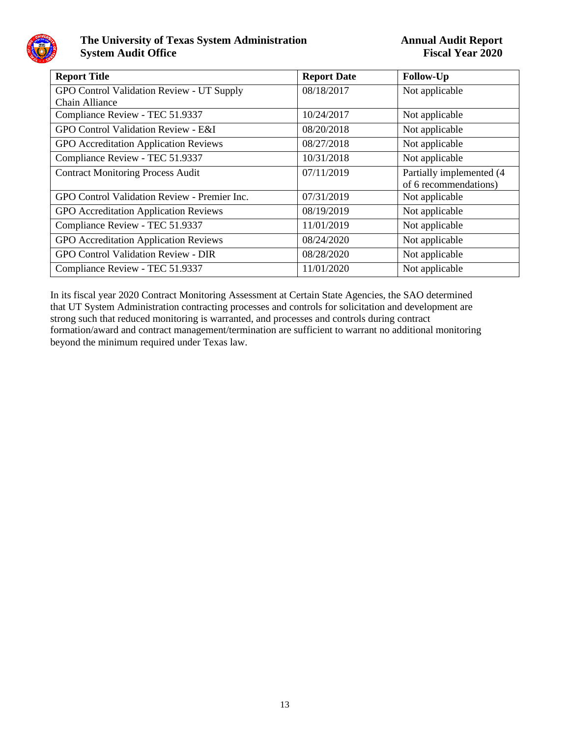| Report Title | Report Date | Follow-Up |
|---|---|---|
| GPO Control Validation Review - UT Supply Chain Alliance | 08/18/2017 | Not applicable |
| Compliance Review - TEC 51.9337 | 10/24/2017 | Not applicable |
| GPO Control Validation Review - E&I | 08/20/2018 | Not applicable |
| GPO Accreditation Application Reviews | 08/27/2018 | Not applicable |
| Compliance Review - TEC 51.9337 | 10/31/2018 | Not applicable |
| Contract Monitoring Process Audit | 07/11/2019 | Partially implemented (4 of 6 recommendations) |
| GPO Control Validation Review - Premier Inc. | 07/31/2019 | Not applicable |
| GPO Accreditation Application Reviews | 08/19/2019 | Not applicable |
| Compliance Review - TEC 51.9337 | 11/01/2019 | Not applicable |
| GPO Accreditation Application Reviews | 08/24/2020 | Not applicable |
| GPO Control Validation Review - DIR | 08/28/2020 | Not applicable |
| Compliance Review - TEC 51.9337 | 11/01/2020 | Not applicable |

In its fiscal year 2020 Contract Monitoring Assessment at Certain State Agencies, the SAO determined that UT System Administration contracting processes and controls for solicitation and development are strong such that reduced monitoring is warranted, and processes and controls during contract formation/award and contract management/termination are sufficient to warrant no additional monitoring beyond the minimum required under Texas law.